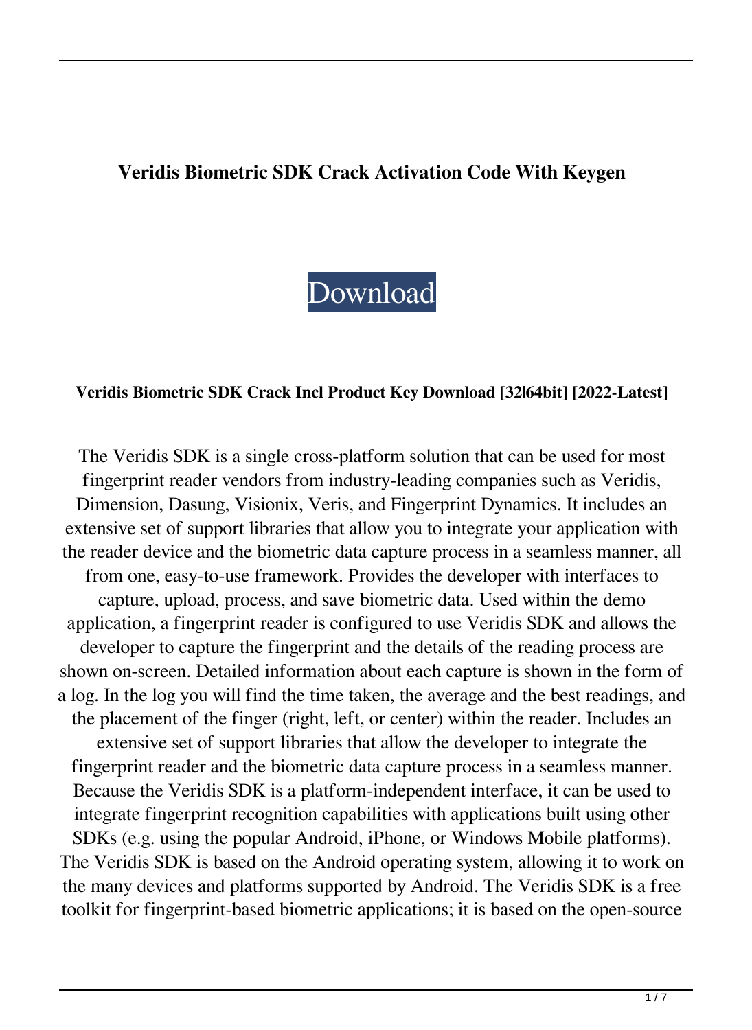# Veridis Biometric SDK Crack Activation Code With Keygen

Download

## Veridis Biometric SDK Crack Incl Product Key Download [32|64bit] [2022-Latest]

The Veridis SDK is a single cross-platform solution that can be used for most fingerprint reader vendors from industry-leading companies such as Veridis, Dimension, Dasung, Visionix, Veris, and Fingerprint Dynamics. It includes an extensive set of support libraries that allow you to integrate your application with the reader device and the biometric data capture process in a seamless manner, all from one, easy-to-use framework. Provides the developer with interfaces to capture, upload, process, and save biometric data. Used within the demo application, a fingerprint reader is configured to use Veridis SDK and allows the developer to capture the fingerprint and the details of the reading process are shown on-screen. Detailed information about each capture is shown in the form of a log. In the log you will find the time taken, the average and the best readings, and the placement of the finger (right, left, or center) within the reader. Includes an extensive set of support libraries that allow the developer to integrate the fingerprint reader and the biometric data capture process in a seamless manner. Because the Veridis SDK is a platform-independent interface, it can be used to integrate fingerprint recognition capabilities with applications built using other SDKs (e.g. using the popular Android, iPhone, or Windows Mobile platforms). The Veridis SDK is based on the Android operating system, allowing it to work on the many devices and platforms supported by Android. The Veridis SDK is a free toolkit for fingerprint-based biometric applications; it is based on the open-source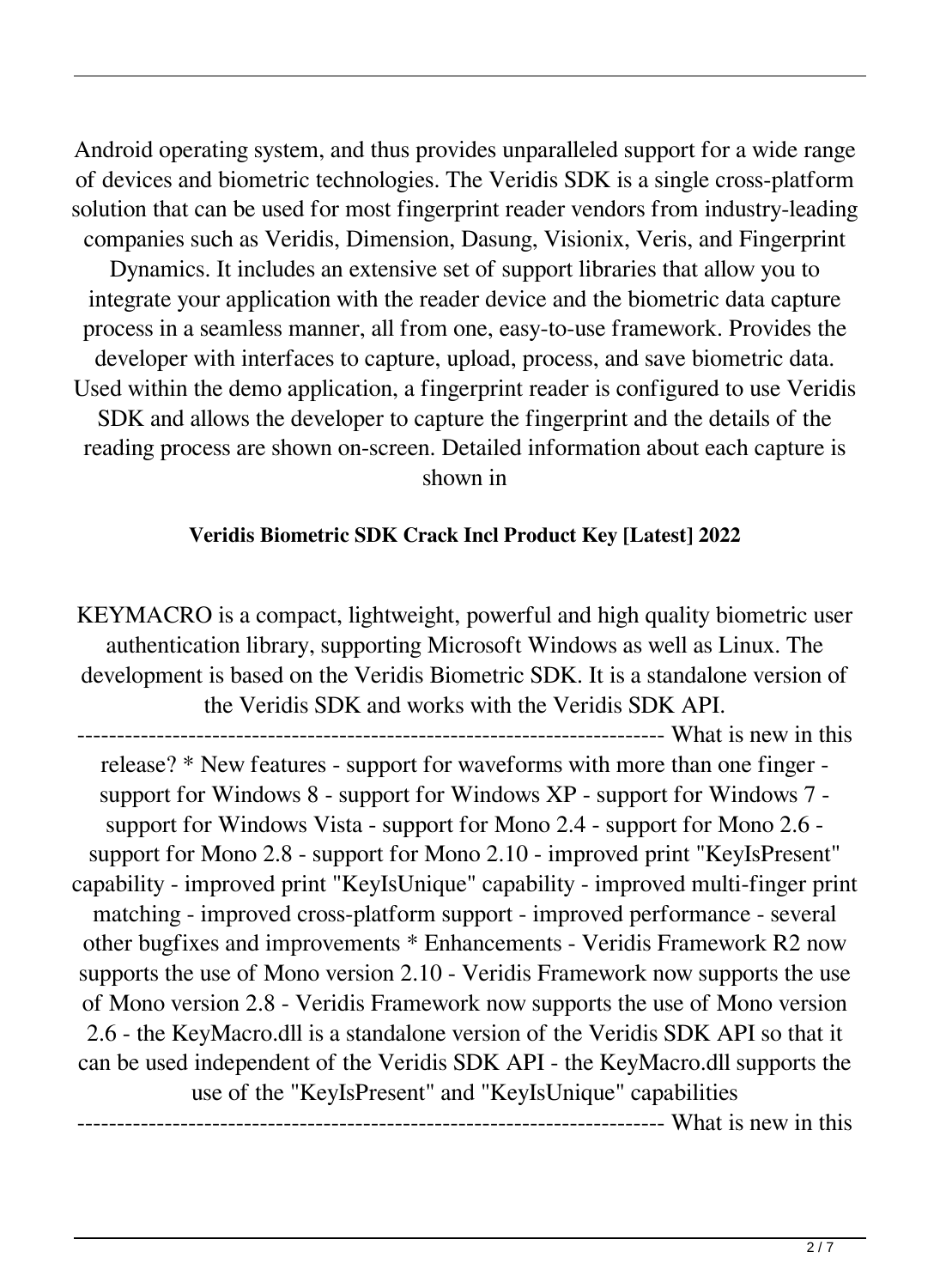Android operating system, and thus provides unparalleled support for a wide range of devices and biometric technologies. The Veridis SDK is a single cross-platform solution that can be used for most fingerprint reader vendors from industry-leading companies such as Veridis, Dimension, Dasung, Visionix, Veris, and Fingerprint Dynamics. It includes an extensive set of support libraries that allow you to integrate your application with the reader device and the biometric data capture process in a seamless manner, all from one, easy-to-use framework. Provides the developer with interfaces to capture, upload, process, and save biometric data. Used within the demo application, a fingerprint reader is configured to use Veridis SDK and allows the developer to capture the fingerprint and the details of the reading process are shown on-screen. Detailed information about each capture is shown in

**Veridis Biometric SDK Crack Incl Product Key [Latest] 2022**

KEYMACRO is a compact, lightweight, powerful and high quality biometric user authentication library, supporting Microsoft Windows as well as Linux. The development is based on the Veridis Biometric SDK. It is a standalone version of the Veridis SDK and works with the Veridis SDK API. ------------------------------------------------------------------------ What is new in this release? * New features - support for waveforms with more than one finger - support for Windows 8 - support for Windows XP - support for Windows 7 - support for Windows Vista - support for Mono 2.4 - support for Mono 2.6 - support for Mono 2.8 - support for Mono 2.10 - improved print "KeyIsPresent" capability - improved print "KeyIsUnique" capability - improved multi-finger print matching - improved cross-platform support - improved performance - several other bugfixes and improvements * Enhancements - Veridis Framework R2 now supports the use of Mono version 2.10 - Veridis Framework now supports the use of Mono version 2.8 - Veridis Framework now supports the use of Mono version 2.6 - the KeyMacro.dll is a standalone version of the Veridis SDK API so that it can be used independent of the Veridis SDK API - the KeyMacro.dll supports the use of the "KeyIsPresent" and "KeyIsUnique" capabilities ------------------------------------------------------------------------ What is new in this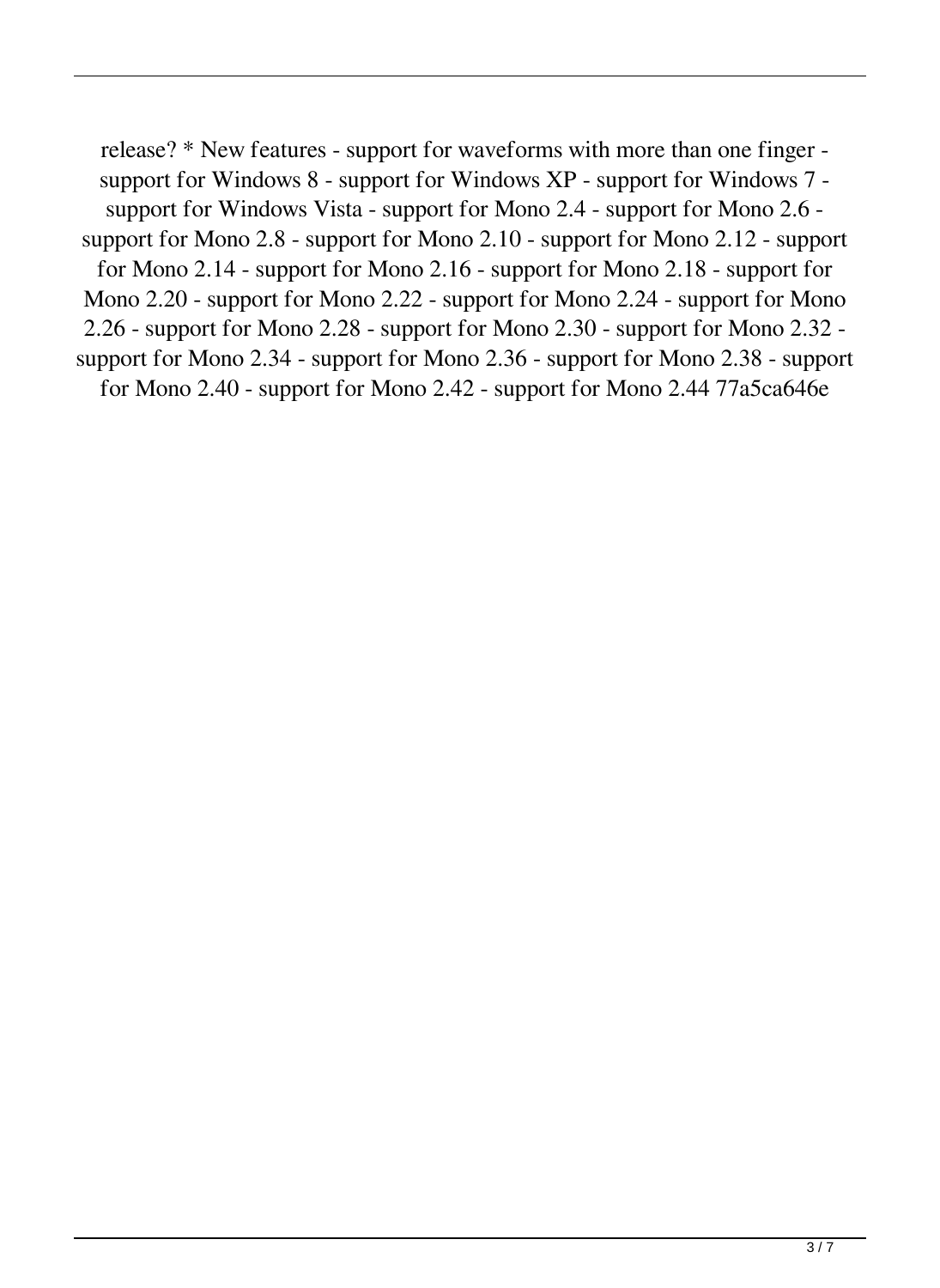release? * New features - support for waveforms with more than one finger - support for Windows 8 - support for Windows XP - support for Windows 7 - support for Windows Vista - support for Mono 2.4 - support for Mono 2.6 - support for Mono 2.8 - support for Mono 2.10 - support for Mono 2.12 - support for Mono 2.14 - support for Mono 2.16 - support for Mono 2.18 - support for Mono 2.20 - support for Mono 2.22 - support for Mono 2.24 - support for Mono 2.26 - support for Mono 2.28 - support for Mono 2.30 - support for Mono 2.32 - support for Mono 2.34 - support for Mono 2.36 - support for Mono 2.38 - support for Mono 2.40 - support for Mono 2.42 - support for Mono 2.44 77a5ca646e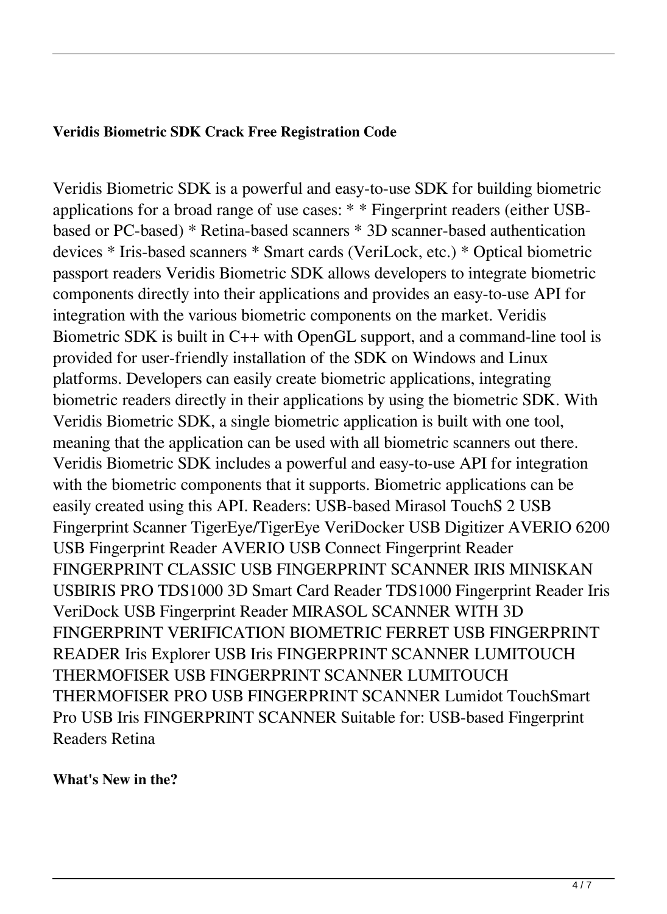**Veridis Biometric SDK Crack Free Registration Code**

Veridis Biometric SDK is a powerful and easy-to-use SDK for building biometric applications for a broad range of use cases: * * Fingerprint readers (either USB-based or PC-based) * Retina-based scanners * 3D scanner-based authentication devices * Iris-based scanners * Smart cards (VeriLock, etc.) * Optical biometric passport readers Veridis Biometric SDK allows developers to integrate biometric components directly into their applications and provides an easy-to-use API for integration with the various biometric components on the market. Veridis Biometric SDK is built in C++ with OpenGL support, and a command-line tool is provided for user-friendly installation of the SDK on Windows and Linux platforms. Developers can easily create biometric applications, integrating biometric readers directly in their applications by using the biometric SDK. With Veridis Biometric SDK, a single biometric application is built with one tool, meaning that the application can be used with all biometric scanners out there. Veridis Biometric SDK includes a powerful and easy-to-use API for integration with the biometric components that it supports. Biometric applications can be easily created using this API. Readers: USB-based Mirasol TouchS 2 USB Fingerprint Scanner TigerEye/TigerEye VeriDocker USB Digitizer AVERIO 6200 USB Fingerprint Reader AVERIO USB Connect Fingerprint Reader FINGERPRINT CLASSIC USB FINGERPRINT SCANNER IRIS MINISKAN USBIRIS PRO TDS1000 3D Smart Card Reader TDS1000 Fingerprint Reader Iris VeriDock USB Fingerprint Reader MIRASOL SCANNER WITH 3D FINGERPRINT VERIFICATION BIOMETRIC FERRET USB FINGERPRINT READER Iris Explorer USB Iris FINGERPRINT SCANNER LUMITOUCH THERMOFISER USB FINGERPRINT SCANNER LUMITOUCH THERMOFISER PRO USB FINGERPRINT SCANNER Lumidot TouchSmart Pro USB Iris FINGERPRINT SCANNER Suitable for: USB-based Fingerprint Readers Retina

**What's New in the?**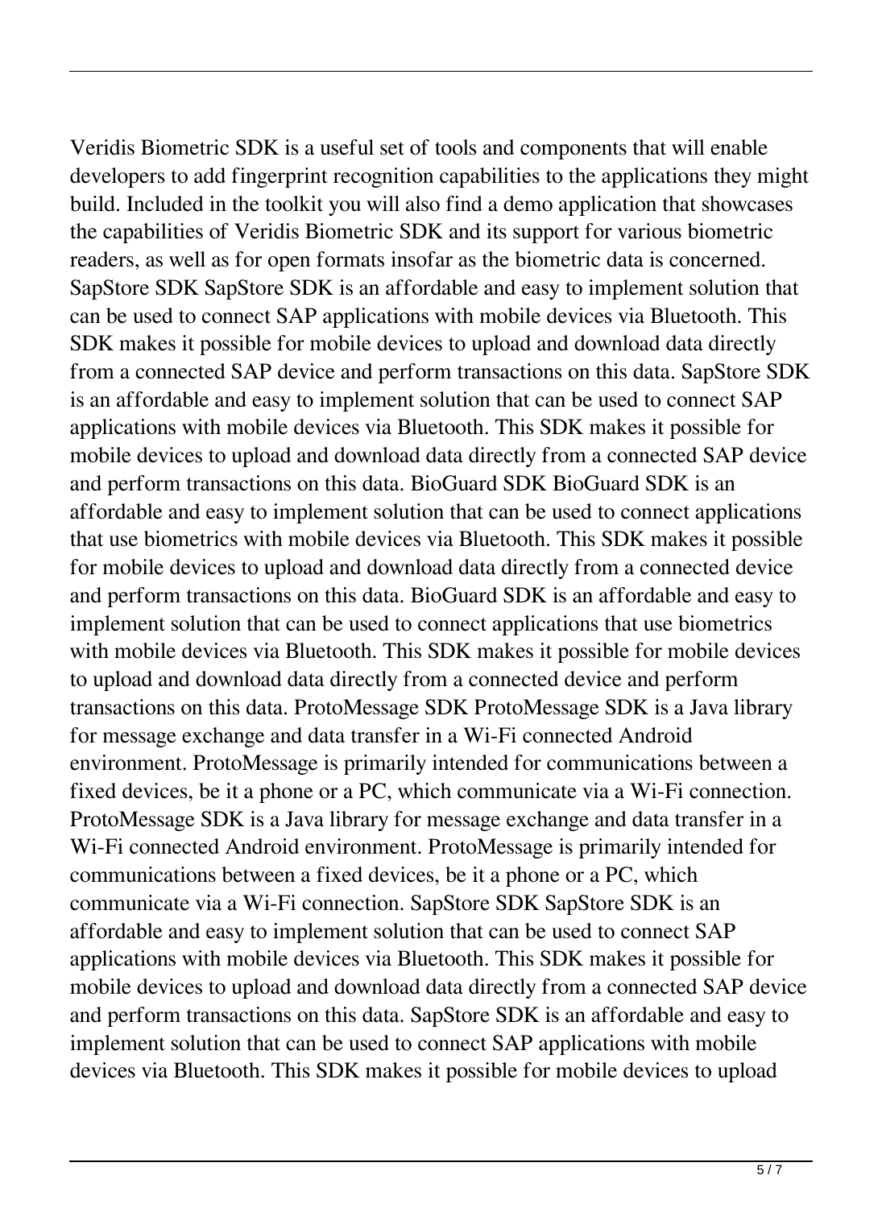Veridis Biometric SDK is a useful set of tools and components that will enable developers to add fingerprint recognition capabilities to the applications they might build. Included in the toolkit you will also find a demo application that showcases the capabilities of Veridis Biometric SDK and its support for various biometric readers, as well as for open formats insofar as the biometric data is concerned. SapStore SDK SapStore SDK is an affordable and easy to implement solution that can be used to connect SAP applications with mobile devices via Bluetooth. This SDK makes it possible for mobile devices to upload and download data directly from a connected SAP device and perform transactions on this data. SapStore SDK is an affordable and easy to implement solution that can be used to connect SAP applications with mobile devices via Bluetooth. This SDK makes it possible for mobile devices to upload and download data directly from a connected SAP device and perform transactions on this data. BioGuard SDK BioGuard SDK is an affordable and easy to implement solution that can be used to connect applications that use biometrics with mobile devices via Bluetooth. This SDK makes it possible for mobile devices to upload and download data directly from a connected device and perform transactions on this data. BioGuard SDK is an affordable and easy to implement solution that can be used to connect applications that use biometrics with mobile devices via Bluetooth. This SDK makes it possible for mobile devices to upload and download data directly from a connected device and perform transactions on this data. ProtoMessage SDK ProtoMessage SDK is a Java library for message exchange and data transfer in a Wi-Fi connected Android environment. ProtoMessage is primarily intended for communications between a fixed devices, be it a phone or a PC, which communicate via a Wi-Fi connection. ProtoMessage SDK is a Java library for message exchange and data transfer in a Wi-Fi connected Android environment. ProtoMessage is primarily intended for communications between a fixed devices, be it a phone or a PC, which communicate via a Wi-Fi connection. SapStore SDK SapStore SDK is an affordable and easy to implement solution that can be used to connect SAP applications with mobile devices via Bluetooth. This SDK makes it possible for mobile devices to upload and download data directly from a connected SAP device and perform transactions on this data. SapStore SDK is an affordable and easy to implement solution that can be used to connect SAP applications with mobile devices via Bluetooth. This SDK makes it possible for mobile devices to upload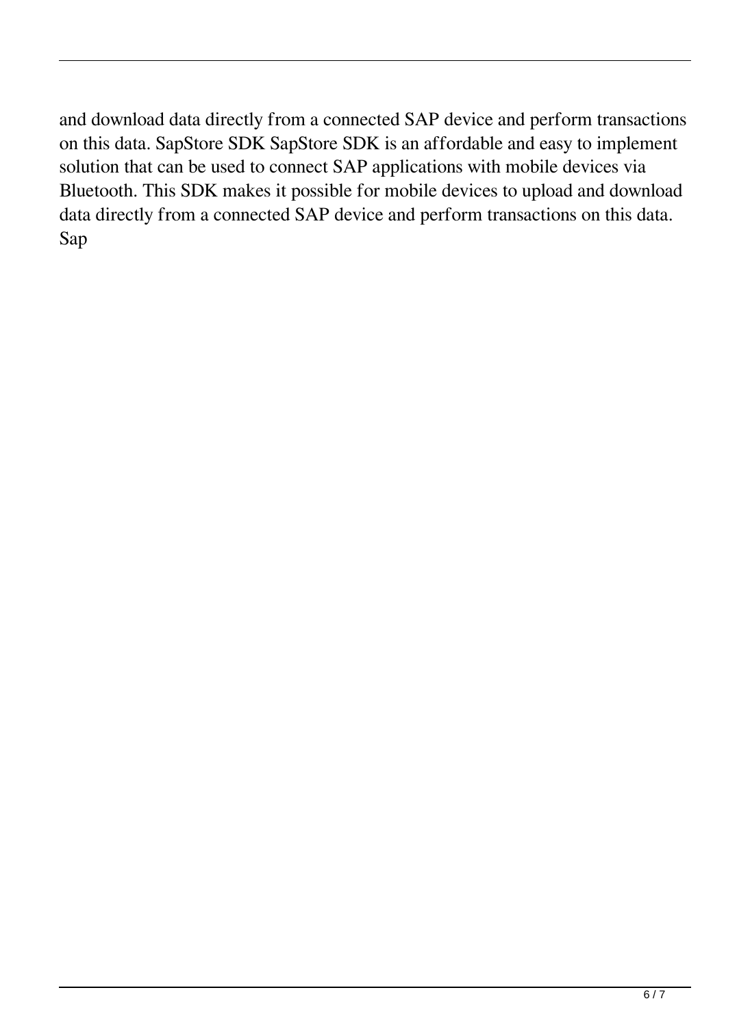and download data directly from a connected SAP device and perform transactions on this data. SapStore SDK SapStore SDK is an affordable and easy to implement solution that can be used to connect SAP applications with mobile devices via Bluetooth. This SDK makes it possible for mobile devices to upload and download data directly from a connected SAP device and perform transactions on this data. Sap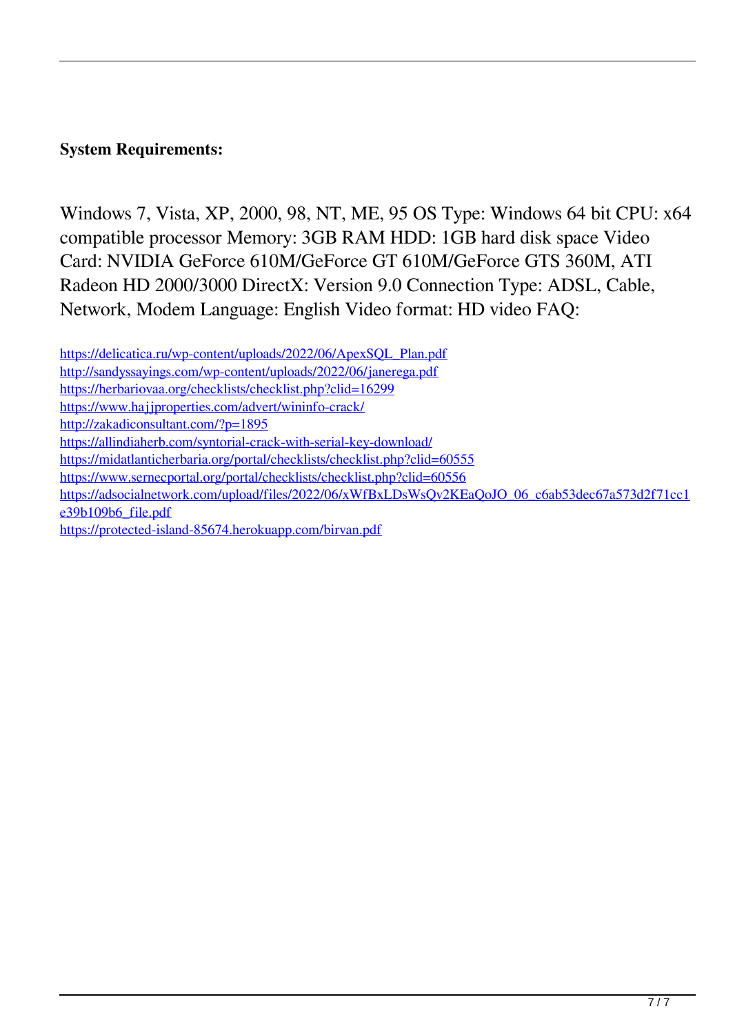**System Requirements:**

Windows 7, Vista, XP, 2000, 98, NT, ME, 95 OS Type: Windows 64 bit CPU: x64 compatible processor Memory: 3GB RAM HDD: 1GB hard disk space Video Card: NVIDIA GeForce 610M/GeForce GT 610M/GeForce GTS 360M, ATI Radeon HD 2000/3000 DirectX: Version 9.0 Connection Type: ADSL, Cable, Network, Modem Language: English Video format: HD video FAQ:

https://delicatica.ru/wp-content/uploads/2022/06/ApexSQL_Plan.pdf
http://sandyssayings.com/wp-content/uploads/2022/06/janerega.pdf
https://herbariovaa.org/checklists/checklist.php?clid=16299
https://www.hajjproperties.com/advert/wininfo-crack/
http://zakadiconsultant.com/?p=1895
https://allindiaherb.com/syntorial-crack-with-serial-key-download/
https://midatlanticherbaria.org/portal/checklists/checklist.php?clid=60555
https://www.sernecportal.org/portal/checklists/checklist.php?clid=60556
https://adsocialnetwork.com/upload/files/2022/06/xWfBxLDsWsQv2KEaQoJO_06_c6ab53dec67a573d2f71cc1e39b109b6_file.pdf
https://protected-island-85674.herokuapp.com/birvan.pdf